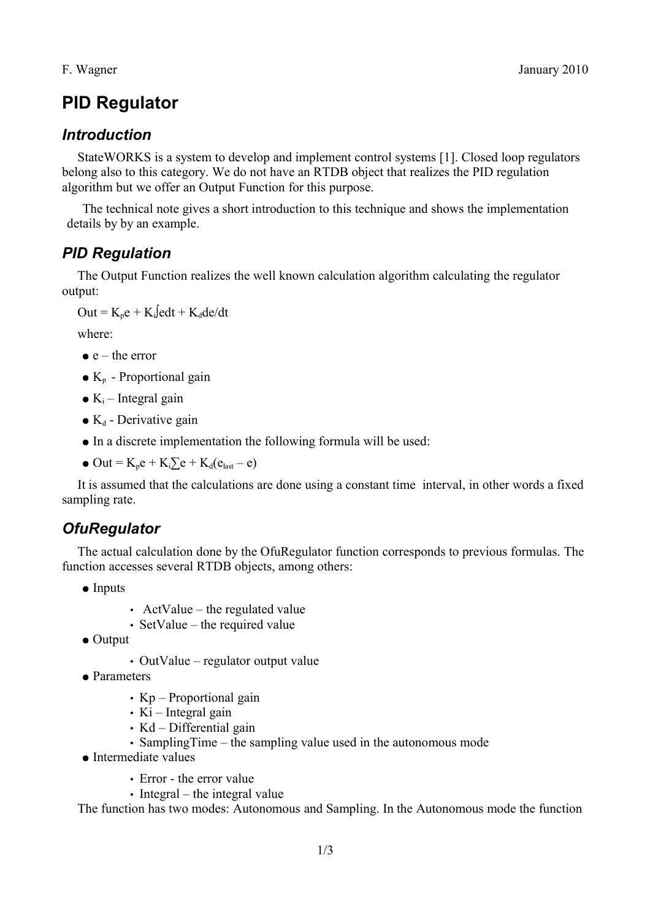F. Wagner January 2010

# PID Regulator

## *Introduction*

StateWORKS is a system to develop and implement control systems [1]. Closed loop regulators belong also to this category. We do not have an RTDB object that realizes the PID regulation algorithm but we offer an Output Function for this purpose.

The technical note gives a short introduction to this technique and shows the implementation details by by an example.

## *PID Regulation*

The Output Function realizes the well known calculation algorithm calculating the regulator output:

$Out = K_p e + K_i \int e dt + K_d de/dt$

where:

- e – the error
- $K_p$ - Proportional gain
- $K_i$ – Integral gain
- $K_d$ - Derivative gain
- In a discrete implementation the following formula will be used:
- $Out = K_p e + K_i \sum e + K_d(e_{last} – e)$

It is assumed that the calculations are done using a constant time interval, in other words a fixed sampling rate.

## *OfuRegulator*

The actual calculation done by the OfuRegulator function corresponds to previous formulas. The function accesses several RTDB objects, among others:

- Inputs
  - ActValue – the regulated value
  - SetValue – the required value
- Output
  - OutValue – regulator output value
- Parameters
  - Kp – Proportional gain
  - Ki – Integral gain
  - Kd – Differential gain
  - SamplingTime – the sampling value used in the autonomous mode
- Intermediate values
  - Error - the error value
  - Integral – the integral value

The function has two modes: Autonomous and Sampling. In the Autonomous mode the function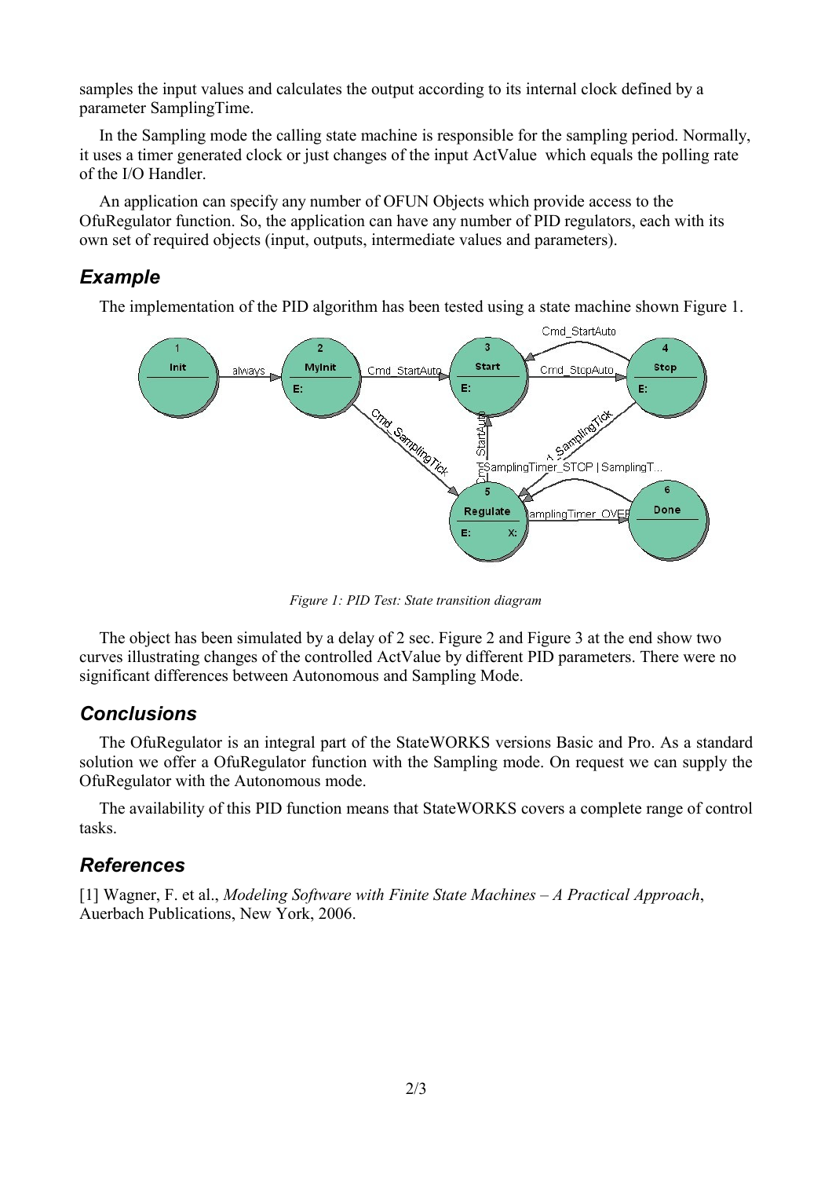samples the input values and calculates the output according to its internal clock defined by a parameter SamplingTime.

In the Sampling mode the calling state machine is responsible for the sampling period. Normally, it uses a timer generated clock or just changes of the input ActValue which equals the polling rate of the I/O Handler.

An application can specify any number of OFUN Objects which provide access to the OfuRegulator function. So, the application can have any number of PID regulators, each with its own set of required objects (input, outputs, intermediate values and parameters).

## Example

The implementation of the PID algorithm has been tested using a state machine shown Figure 1.

*Figure 1: PID Test: State transition diagram*

The object has been simulated by a delay of 2 sec. Figure 2 and Figure 3 at the end show two curves illustrating changes of the controlled ActValue by different PID parameters. There were no significant differences between Autonomous and Sampling Mode.

## Conclusions

The OfuRegulator is an integral part of the StateWORKS versions Basic and Pro. As a standard solution we offer a OfuRegulator function with the Sampling mode. On request we can supply the OfuRegulator with the Autonomous mode.

The availability of this PID function means that StateWORKS covers a complete range of control tasks.

## References

[1] Wagner, F. et al., *Modeling Software with Finite State Machines – A Practical Approach*, Auerbach Publications, New York, 2006.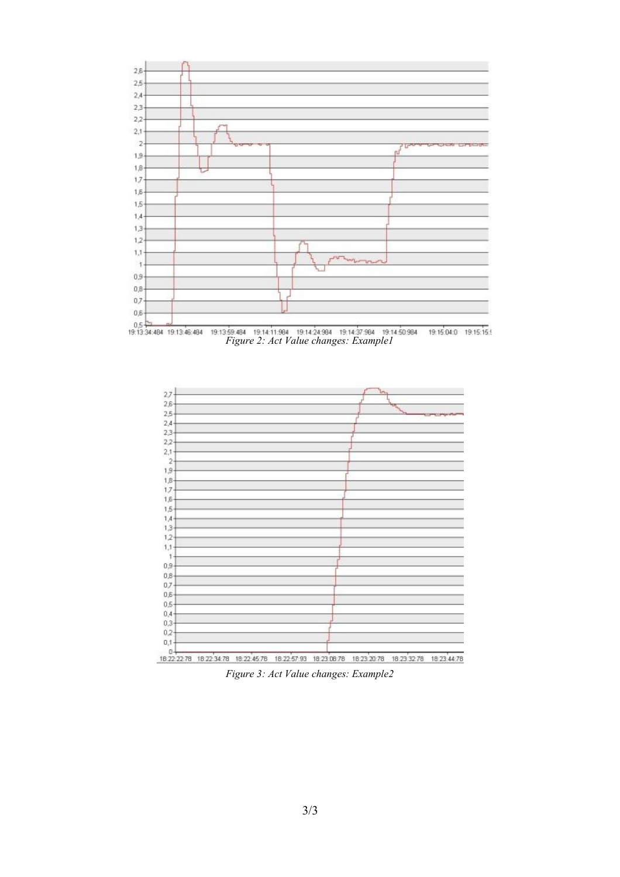2,6
2,5
2,4
2,3
2,2
2,1
2
1,9
1,8
1,7
1,6
1,5
1,4
1,3
1,2
1,1
1
0,9
0,8
0,7
0,6
0,5

19:13:34:484 19:13:46:484 19:13:59:484 19:14:11:984 19:14:24:984 19:14:37:984 19:14:50:984 19:15:04:0 19:15:15:

*Figure 2: Act Value changes: Example1*

2,7
2,6
2,5
2,4
2,3
2,2
2,1
2
1,9
1,8
1,7
1,6
1,5
1,4
1,3
1,2
1,1
1
0,9
0,8
0,7
0,6
0,5
0,4
0,3
0,2
0,1
0

18:22:22:78 18:22:34:78 18:22:45:78 18:22:57:93 18:23:08:78 18:23:20:78 18:23:32:78 18:23:44:78

*Figure 3: Act Value changes: Example2*